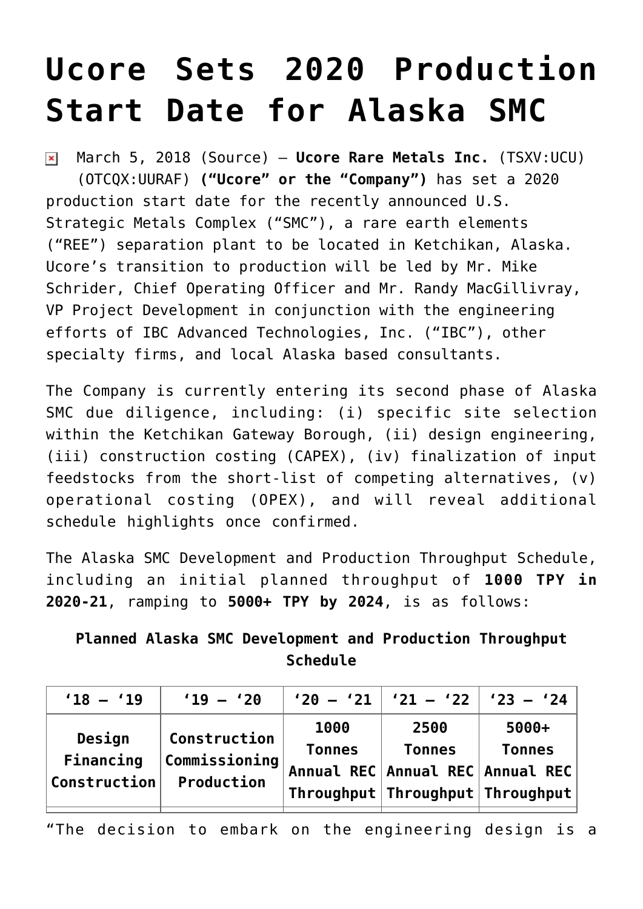# Ucore Sets 2020 Production Start Date for Alaska SMC

March 5, 2018 (Source) — **Ucore Rare Metals Inc.** (TSXV:UCU) (OTCQX:UURAF) **(“Ucore” or the “Company”)** has set a 2020 production start date for the recently announced U.S. Strategic Metals Complex (“SMC”), a rare earth elements (“REE”) separation plant to be located in Ketchikan, Alaska. Ucore’s transition to production will be led by Mr. Mike Schrider, Chief Operating Officer and Mr. Randy MacGillivray, VP Project Development in conjunction with the engineering efforts of IBC Advanced Technologies, Inc. (“IBC”), other specialty firms, and local Alaska based consultants.

The Company is currently entering its second phase of Alaska SMC due diligence, including: (i) specific site selection within the Ketchikan Gateway Borough, (ii) design engineering, (iii) construction costing (CAPEX), (iv) finalization of input feedstocks from the short-list of competing alternatives, (v) operational costing (OPEX), and will reveal additional schedule highlights once confirmed.

The Alaska SMC Development and Production Throughput Schedule, including an initial planned throughput of **1000 TPY in 2020-21**, ramping to **5000+ TPY by 2024**, is as follows:

**Planned Alaska SMC Development and Production Throughput Schedule**

| ‘18 – ‘19 | ‘19 – ‘20 | ‘20 – ‘21 | ‘21 – ‘22 | ‘23 – ‘24 |
|---|---|---|---|---|
| **Design Financing Construction** | **Construction Commissioning Production** | **1000 Tonnes Annual REC Throughput** | **2500 Tonnes Annual REC Throughput** | **5000+ Tonnes Annual REC Throughput** |

“The decision to embark on the engineering design is a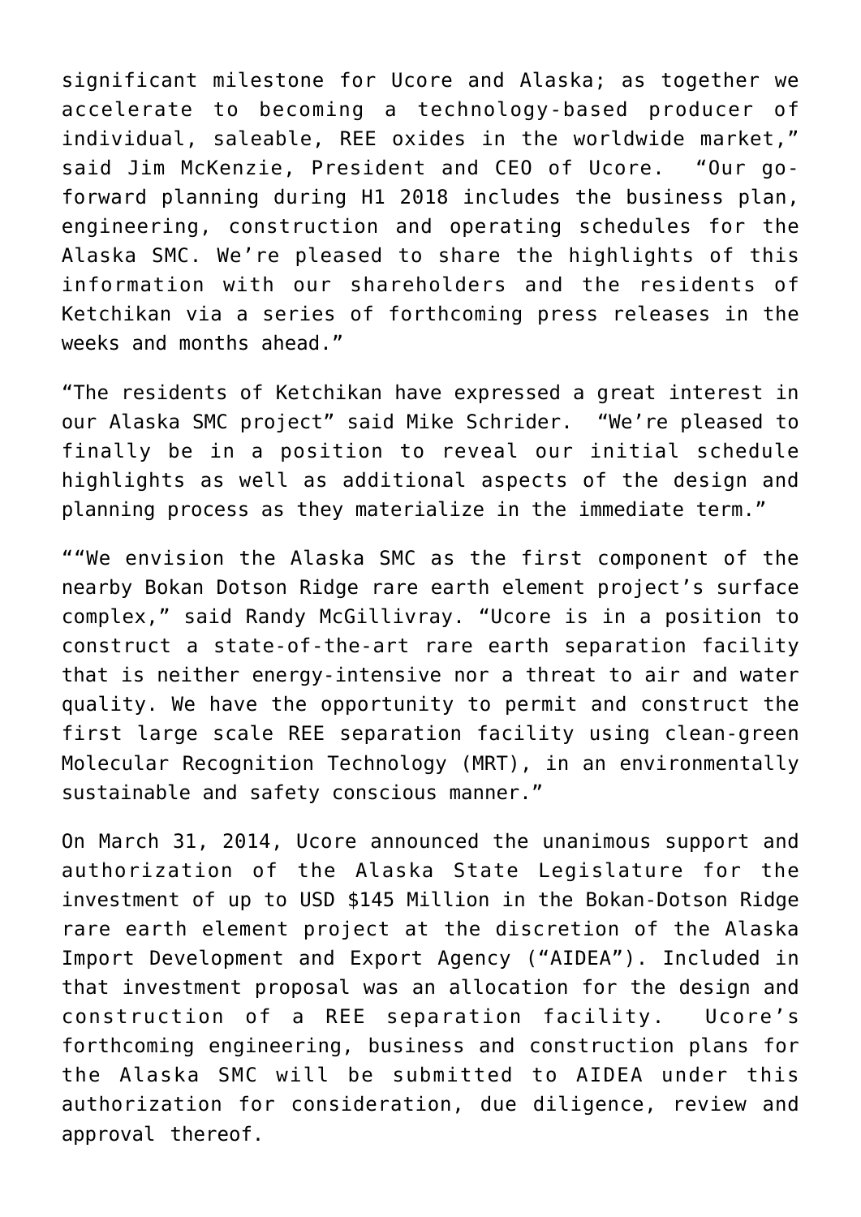significant milestone for Ucore and Alaska; as together we accelerate to becoming a technology-based producer of individual, saleable, REE oxides in the worldwide market," said Jim McKenzie, President and CEO of Ucore. "Our go-forward planning during H1 2018 includes the business plan, engineering, construction and operating schedules for the Alaska SMC. We're pleased to share the highlights of this information with our shareholders and the residents of Ketchikan via a series of forthcoming press releases in the weeks and months ahead."

"The residents of Ketchikan have expressed a great interest in our Alaska SMC project" said Mike Schrider. "We're pleased to finally be in a position to reveal our initial schedule highlights as well as additional aspects of the design and planning process as they materialize in the immediate term."

""We envision the Alaska SMC as the first component of the nearby Bokan Dotson Ridge rare earth element project's surface complex," said Randy McGillivray. "Ucore is in a position to construct a state-of-the-art rare earth separation facility that is neither energy-intensive nor a threat to air and water quality. We have the opportunity to permit and construct the first large scale REE separation facility using clean-green Molecular Recognition Technology (MRT), in an environmentally sustainable and safety conscious manner."

On March 31, 2014, Ucore announced the unanimous support and authorization of the Alaska State Legislature for the investment of up to USD $145 Million in the Bokan-Dotson Ridge rare earth element project at the discretion of the Alaska Import Development and Export Agency ("AIDEA"). Included in that investment proposal was an allocation for the design and construction of a REE separation facility. Ucore's forthcoming engineering, business and construction plans for the Alaska SMC will be submitted to AIDEA under this authorization for consideration, due diligence, review and approval thereof.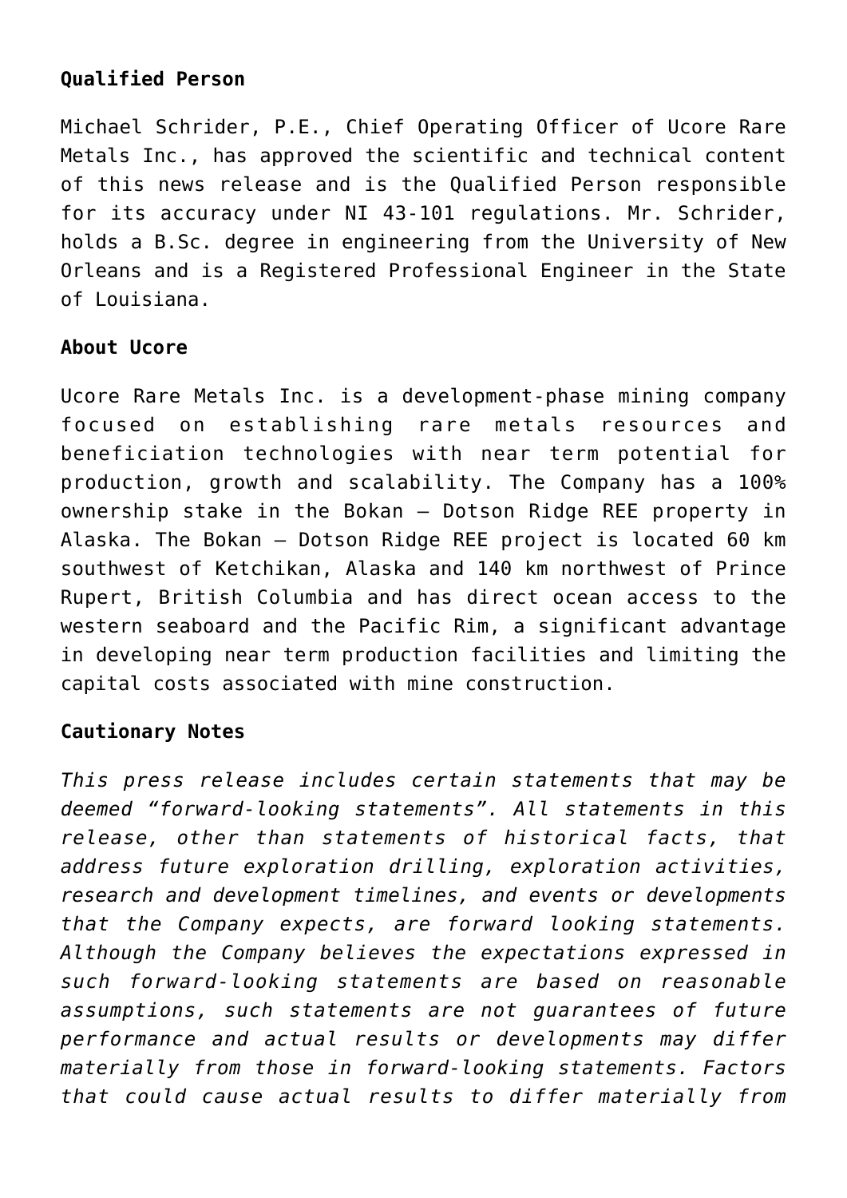**Qualified Person**

Michael Schrider, P.E., Chief Operating Officer of Ucore Rare Metals Inc., has approved the scientific and technical content of this news release and is the Qualified Person responsible for its accuracy under NI 43-101 regulations. Mr. Schrider, holds a B.Sc. degree in engineering from the University of New Orleans and is a Registered Professional Engineer in the State of Louisiana.

**About Ucore**

Ucore Rare Metals Inc. is a development-phase mining company focused on establishing rare metals resources and beneficiation technologies with near term potential for production, growth and scalability. The Company has a 100% ownership stake in the Bokan – Dotson Ridge REE property in Alaska. The Bokan – Dotson Ridge REE project is located 60 km southwest of Ketchikan, Alaska and 140 km northwest of Prince Rupert, British Columbia and has direct ocean access to the western seaboard and the Pacific Rim, a significant advantage in developing near term production facilities and limiting the capital costs associated with mine construction.

**Cautionary Notes**

*This press release includes certain statements that may be deemed “forward-looking statements”. All statements in this release, other than statements of historical facts, that address future exploration drilling, exploration activities, research and development timelines, and events or developments that the Company expects, are forward looking statements. Although the Company believes the expectations expressed in such forward-looking statements are based on reasonable assumptions, such statements are not guarantees of future performance and actual results or developments may differ materially from those in forward-looking statements. Factors that could cause actual results to differ materially from*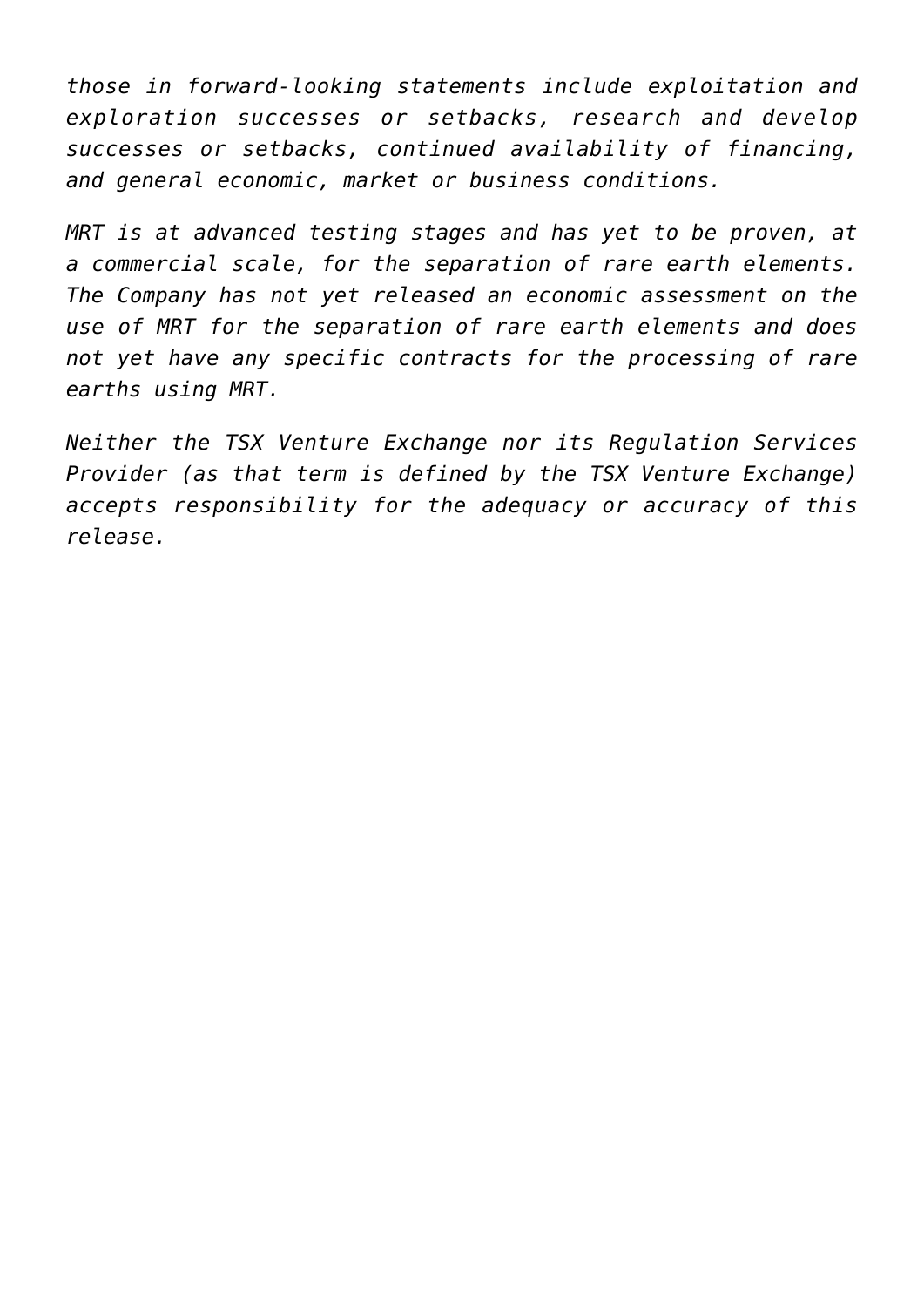*those in forward-looking statements include exploitation and exploration successes or setbacks, research and develop successes or setbacks, continued availability of financing, and general economic, market or business conditions.*

*MRT is at advanced testing stages and has yet to be proven, at a commercial scale, for the separation of rare earth elements. The Company has not yet released an economic assessment on the use of MRT for the separation of rare earth elements and does not yet have any specific contracts for the processing of rare earths using MRT.*

*Neither the TSX Venture Exchange nor its Regulation Services Provider (as that term is defined by the TSX Venture Exchange) accepts responsibility for the adequacy or accuracy of this release.*